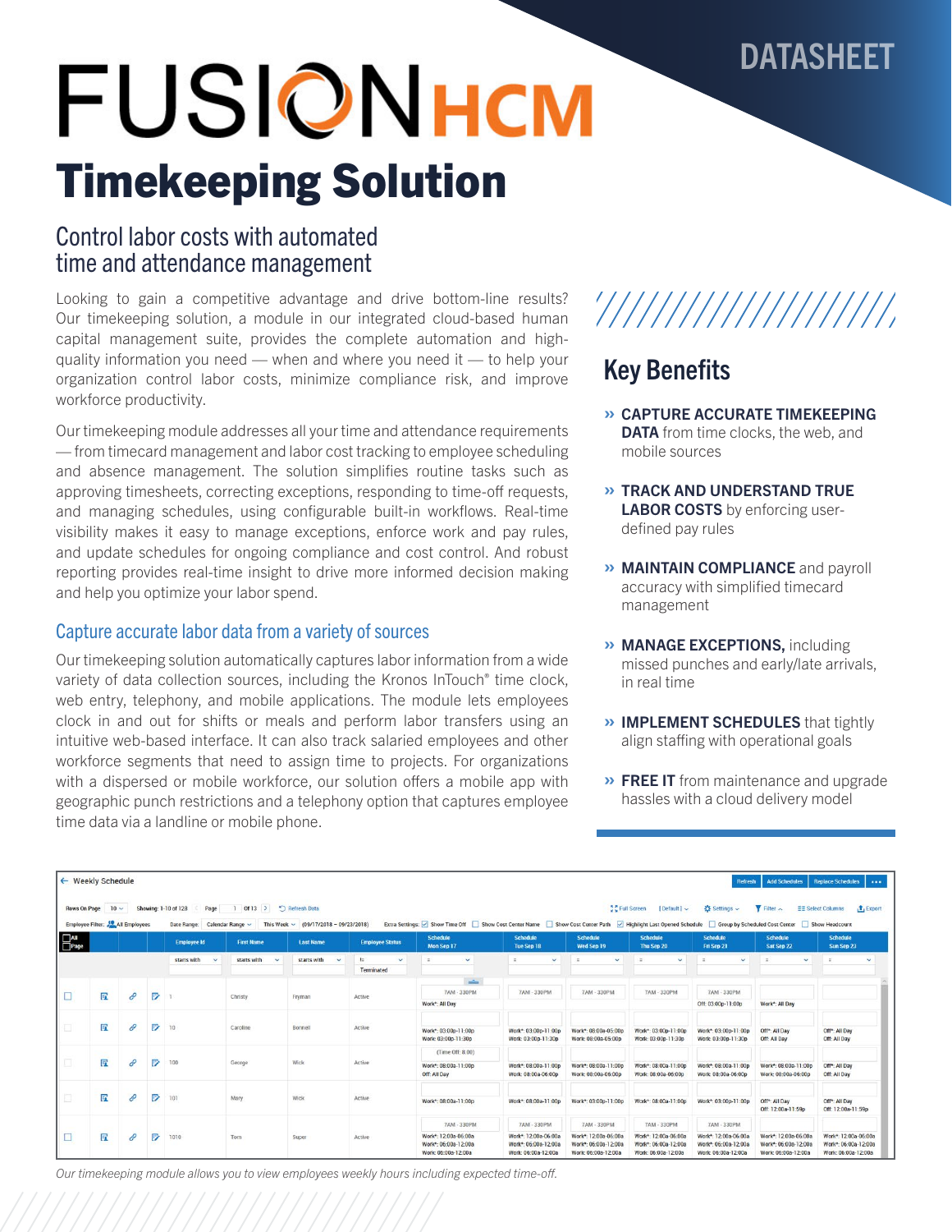DATASHEET

# FUSION HCM

# Timekeeping Solution

## Control labor costs with automated time and attendance management

Looking to gain a competitive advantage and drive bottom-line results? Our timekeeping solution, a module in our integrated cloud-based human capital management suite, provides the complete automation and high-quality information you need — when and where you need it — to help your organization control labor costs, minimize compliance risk, and improve workforce productivity.

Our timekeeping module addresses all your time and attendance requirements — from timecard management and labor cost tracking to employee scheduling and absence management. The solution simplifies routine tasks such as approving timesheets, correcting exceptions, responding to time-off requests, and managing schedules, using configurable built-in workflows. Real-time visibility makes it easy to manage exceptions, enforce work and pay rules, and update schedules for ongoing compliance and cost control. And robust reporting provides real-time insight to drive more informed decision making and help you optimize your labor spend.

### Capture accurate labor data from a variety of sources

Our timekeeping solution automatically captures labor information from a wide variety of data collection sources, including the Kronos InTouch® time clock, web entry, telephony, and mobile applications. The module lets employees clock in and out for shifts or meals and perform labor transfers using an intuitive web-based interface. It can also track salaried employees and other workforce segments that need to assign time to projects. For organizations with a dispersed or mobile workforce, our solution offers a mobile app with geographic punch restrictions and a telephony option that captures employee time data via a landline or mobile phone.

## Key Benefits

- » **CAPTURE ACCURATE TIMEKEEPING DATA** from time clocks, the web, and mobile sources
- » **TRACK AND UNDERSTAND TRUE LABOR COSTS** by enforcing user-defined pay rules
- » **MAINTAIN COMPLIANCE** and payroll accuracy with simplified timecard management
- » **MANAGE EXCEPTIONS,** including missed punches and early/late arrivals, in real time
- » **IMPLEMENT SCHEDULES** that tightly align staffing with operational goals
- » **FREE IT** from maintenance and upgrade hassles with a cloud delivery model

*Our timekeeping module allows you to view employees weekly hours including expected time-off.*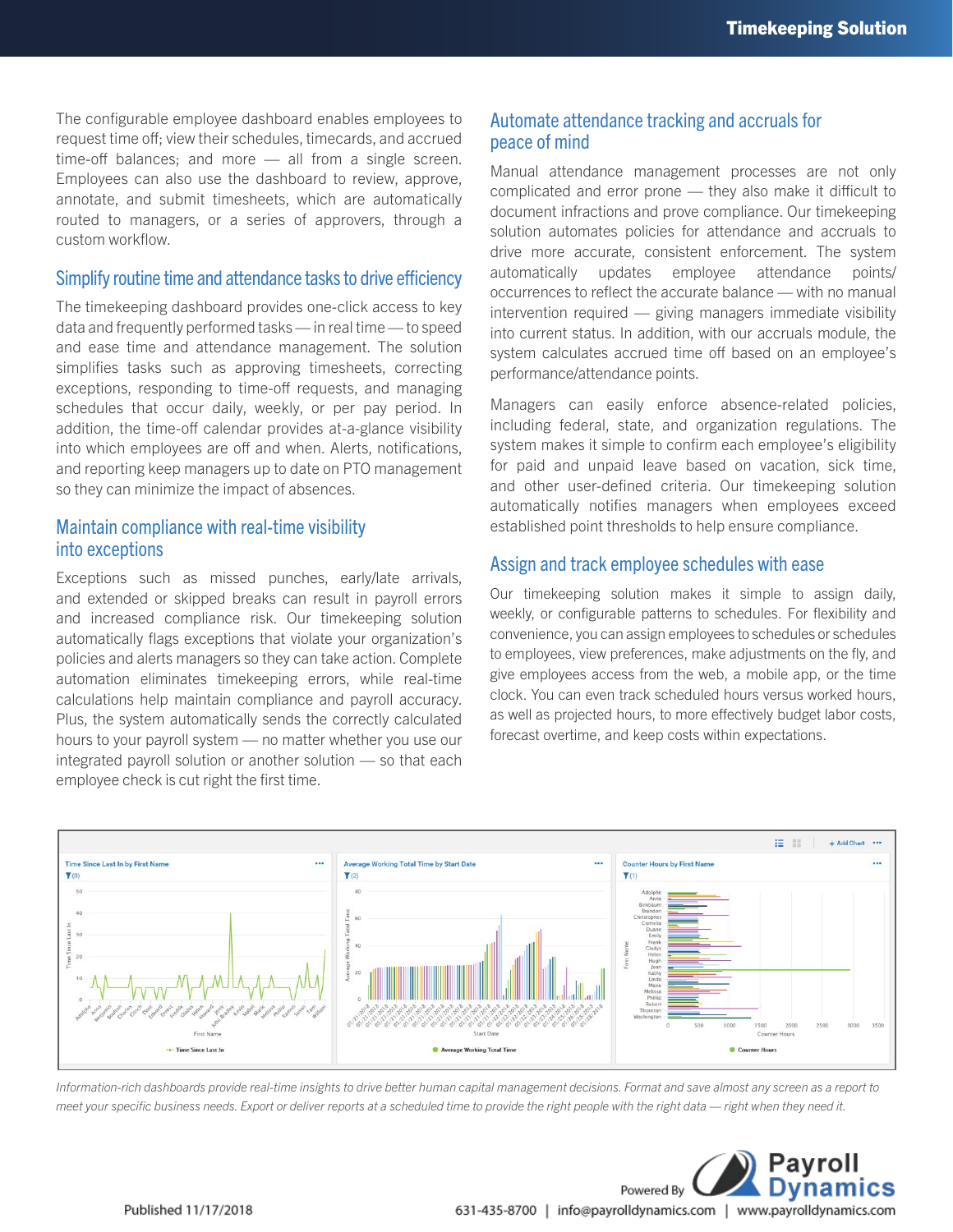The configurable employee dashboard enables employees to request time off; view their schedules, timecards, and accrued time-off balances; and more — all from a single screen. Employees can also use the dashboard to review, approve, annotate, and submit timesheets, which are automatically routed to managers, or a series of approvers, through a custom workflow.

## Simplify routine time and attendance tasks to drive efficiency

The timekeeping dashboard provides one-click access to key data and frequently performed tasks — in real time — to speed and ease time and attendance management. The solution simplifies tasks such as approving timesheets, correcting exceptions, responding to time-off requests, and managing schedules that occur daily, weekly, or per pay period. In addition, the time-off calendar provides at-a-glance visibility into which employees are off and when. Alerts, notifications, and reporting keep managers up to date on PTO management so they can minimize the impact of absences.

## Maintain compliance with real-time visibility into exceptions

Exceptions such as missed punches, early/late arrivals, and extended or skipped breaks can result in payroll errors and increased compliance risk. Our timekeeping solution automatically flags exceptions that violate your organization's policies and alerts managers so they can take action. Complete automation eliminates timekeeping errors, while real-time calculations help maintain compliance and payroll accuracy. Plus, the system automatically sends the correctly calculated hours to your payroll system — no matter whether you use our integrated payroll solution or another solution — so that each employee check is cut right the first time.

## Automate attendance tracking and accruals for peace of mind

Manual attendance management processes are not only complicated and error prone — they also make it difficult to document infractions and prove compliance. Our timekeeping solution automates policies for attendance and accruals to drive more accurate, consistent enforcement. The system automatically updates employee attendance points/occurrences to reflect the accurate balance — with no manual intervention required — giving managers immediate visibility into current status. In addition, with our accruals module, the system calculates accrued time off based on an employee's performance/attendance points.

Managers can easily enforce absence-related policies, including federal, state, and organization regulations. The system makes it simple to confirm each employee's eligibility for paid and unpaid leave based on vacation, sick time, and other user-defined criteria. Our timekeeping solution automatically notifies managers when employees exceed established point thresholds to help ensure compliance.

## Assign and track employee schedules with ease

Our timekeeping solution makes it simple to assign daily, weekly, or configurable patterns to schedules. For flexibility and convenience, you can assign employees to schedules or schedules to employees, view preferences, make adjustments on the fly, and give employees access from the web, a mobile app, or the time clock. You can even track scheduled hours versus worked hours, as well as projected hours, to more effectively budget labor costs, forecast overtime, and keep costs within expectations.

*Information-rich dashboards provide real-time insights to drive better human capital management decisions. Format and save almost any screen as a report to meet your specific business needs. Export or deliver reports at a scheduled time to provide the right people with the right data — right when they need it.*

Published 11/17/2018

Powered By Payroll Dynamics

631-435-8700 | info@payrolldynamics.com | www.payrolldynamics.com